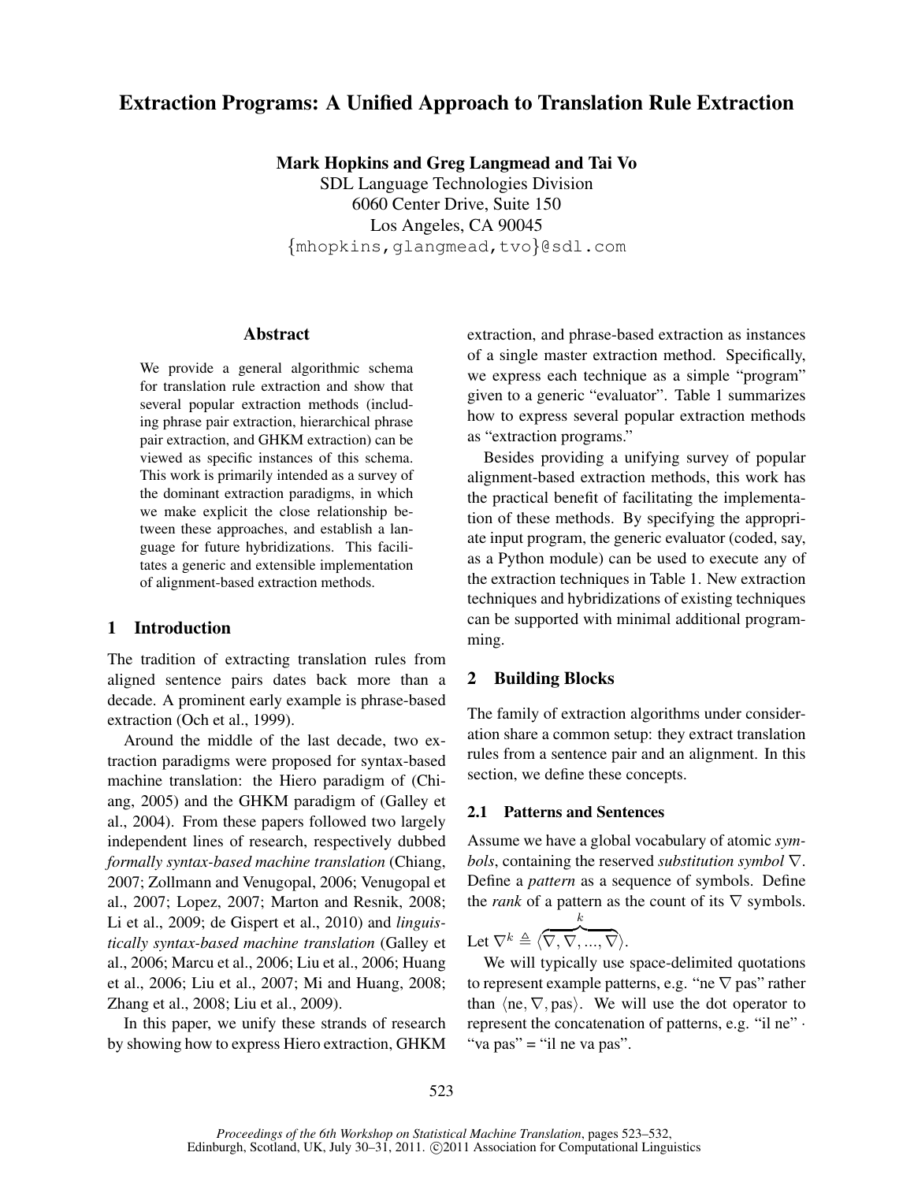# Extraction Programs: A Unified Approach to Translation Rule Extraction

**Mark Hopkins and Greg Langmead and Tai Vo**
SDL Language Technologies Division
6060 Center Drive, Suite 150
Los Angeles, CA 90045
{mhopkins,glangmead,tvo}@sdl.com

## Abstract

We provide a general algorithmic schema for translation rule extraction and show that several popular extraction methods (including phrase pair extraction, hierarchical phrase pair extraction, and GHKM extraction) can be viewed as specific instances of this schema. This work is primarily intended as a survey of the dominant extraction paradigms, in which we make explicit the close relationship between these approaches, and establish a language for future hybridizations. This facilitates a generic and extensible implementation of alignment-based extraction methods.

## 1 Introduction

The tradition of extracting translation rules from aligned sentence pairs dates back more than a decade. A prominent early example is phrase-based extraction (Och et al., 1999).

Around the middle of the last decade, two extraction paradigms were proposed for syntax-based machine translation: the Hiero paradigm of (Chiang, 2005) and the GHKM paradigm of (Galley et al., 2004). From these papers followed two largely independent lines of research, respectively dubbed *formally syntax-based machine translation* (Chiang, 2007; Zollmann and Venugopal, 2006; Venugopal et al., 2007; Lopez, 2007; Marton and Resnik, 2008; Li et al., 2009; de Gispert et al., 2010) and *linguistically syntax-based machine translation* (Galley et al., 2006; Marcu et al., 2006; Liu et al., 2006; Huang et al., 2006; Liu et al., 2007; Mi and Huang, 2008; Zhang et al., 2008; Liu et al., 2009).

In this paper, we unify these strands of research by showing how to express Hiero extraction, GHKM extraction, and phrase-based extraction as instances of a single master extraction method. Specifically, we express each technique as a simple "program" given to a generic "evaluator". Table 1 summarizes how to express several popular extraction methods as "extraction programs."

Besides providing a unifying survey of popular alignment-based extraction methods, this work has the practical benefit of facilitating the implementation of these methods. By specifying the appropriate input program, the generic evaluator (coded, say, as a Python module) can be used to execute any of the extraction techniques in Table 1. New extraction techniques and hybridizations of existing techniques can be supported with minimal additional programming.

## 2 Building Blocks

The family of extraction algorithms under consideration share a common setup: they extract translation rules from a sentence pair and an alignment. In this section, we define these concepts.

### 2.1 Patterns and Sentences

Assume we have a global vocabulary of atomic *symbols*, containing the reserved *substitution symbol* $\nabla$. Define a *pattern* as a sequence of symbols. Define the *rank* of a pattern as the count of its $\nabla$ symbols.

Let $\nabla^k \triangleq \langle \overbrace{\nabla, \nabla, ..., \nabla}^{k} \rangle$.

We will typically use space-delimited quotations to represent example patterns, e.g. "ne $\nabla$ pas" rather than $\langle$ne, $\nabla$, pas$\rangle$. We will use the dot operator to represent the concatenation of patterns, e.g. "il ne" $\cdot$ "va pas" = "il ne va pas".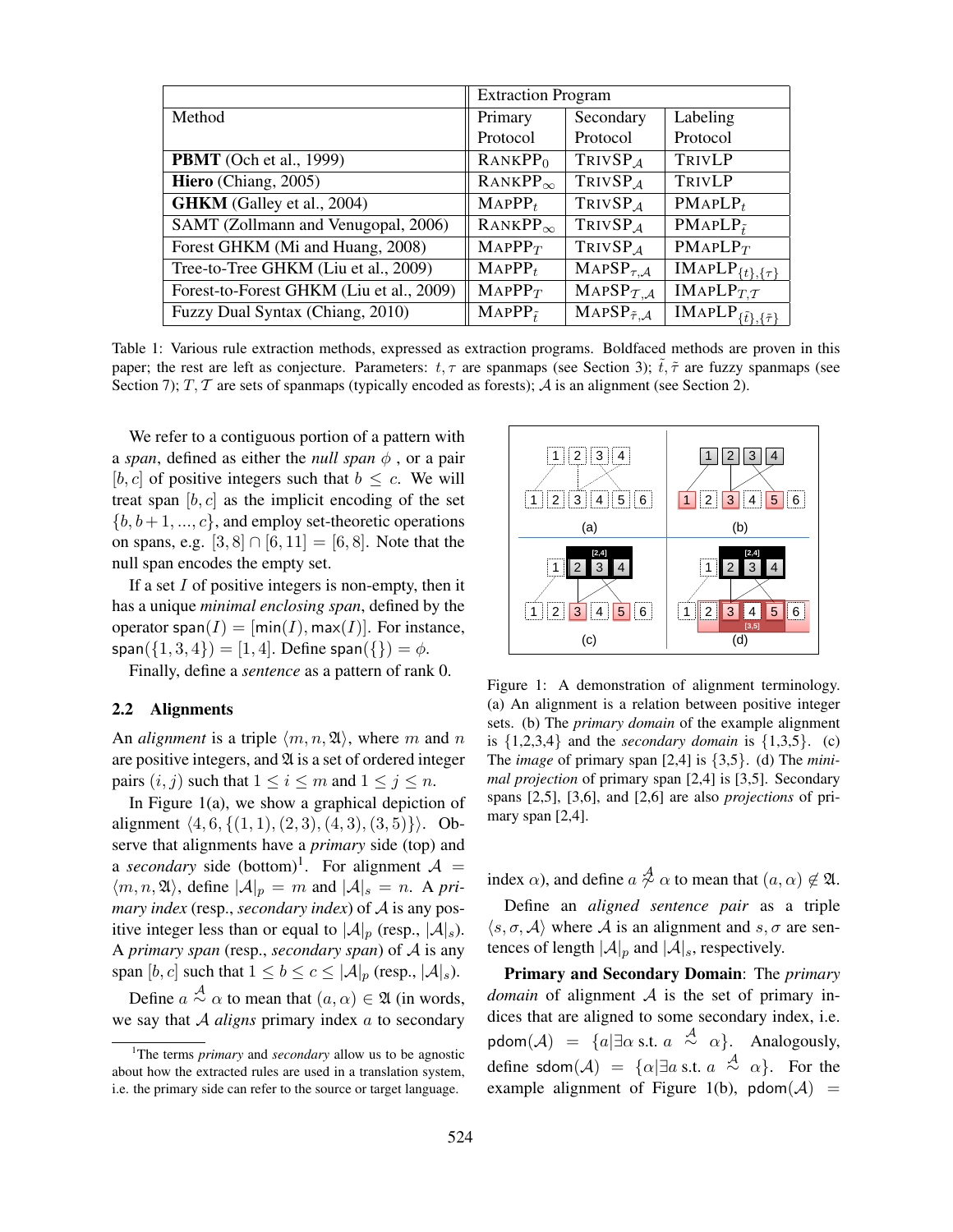| Method | Extraction Program | | |
|---|---|---|---|
| | Primary Protocol | Secondary Protocol | Labeling Protocol |
| **PBMT** (Och et al., 1999) | $\text{RANKPP}_0$ | $\text{TRIVSP}_{\mathcal{A}}$ | TRIVLP |
| **Hiero** (Chiang, 2005) | $\text{RANKPP}_\infty$ | $\text{TRIVSP}_{\mathcal{A}}$ | TRIVLP |
| **GHKM** (Galley et al., 2004) | $\text{MAPPP}_t$ | $\text{TRIVSP}_{\mathcal{A}}$ | $\text{PMAPLP}_t$ |
| SAMT (Zollmann and Venugopal, 2006) | $\text{RANKPP}_\infty$ | $\text{TRIVSP}_{\mathcal{A}}$ | $\text{PMAPLP}_{\tilde{t}}$ |
| Forest GHKM (Mi and Huang, 2008) | $\text{MAPPP}_T$ | $\text{TRIVSP}_{\mathcal{A}}$ | $\text{PMAPLP}_T$ |
| Tree-to-Tree GHKM (Liu et al., 2009) | $\text{MAPPP}_t$ | $\text{MAPSP}_{\tau,\mathcal{A}}$ | $\text{IMAPLP}_{\{t\},\{\tau\}}$ |
| Forest-to-Forest GHKM (Liu et al., 2009) | $\text{MAPPP}_T$ | $\text{MAPSP}_{\mathcal{T},\mathcal{A}}$ | $\text{IMAPLP}_{T,\mathcal{T}}$ |
| Fuzzy Dual Syntax (Chiang, 2010) | $\text{MAPPP}_{\tilde{t}}$ | $\text{MAPSP}_{\tilde{\tau},\mathcal{A}}$ | $\text{IMAPLP}_{\{\tilde{t}\},\{\tilde{\tau}\}}$ |

Table 1: Various rule extraction methods, expressed as extraction programs. Boldfaced methods are proven in this paper; the rest are left as conjecture. Parameters: $t, \tau$ are spanmaps (see Section 3); $\tilde{t}, \tilde{\tau}$ are fuzzy spanmaps (see Section 7); $T, \mathcal{T}$ are sets of spanmaps (typically encoded as forests); $\mathcal{A}$ is an alignment (see Section 2).

We refer to a contiguous portion of a pattern with a *span*, defined as either the *null span* $\phi$ , or a pair $[b, c]$ of positive integers such that $b \leq c$. We will treat span $[b, c]$ as the implicit encoding of the set $\{b, b+1, ..., c\}$, and employ set-theoretic operations on spans, e.g. $[3, 8] \cap [6, 11] = [6, 8]$. Note that the null span encodes the empty set.

If a set $I$ of positive integers is non-empty, then it has a unique *minimal enclosing span*, defined by the operator $\mathsf{span}(I) = [\min(I), \max(I)]$. For instance, $\mathsf{span}(\{1, 3, 4\}) = [1, 4]$. Define $\mathsf{span}(\{\}) = \phi$.

Finally, define a *sentence* as a pattern of rank 0.

### 2.2 Alignments

An *alignment* is a triple $\langle m, n, \mathfrak{A}\rangle$, where $m$ and $n$ are positive integers, and $\mathfrak{A}$ is a set of ordered integer pairs $(i, j)$ such that $1 \leq i \leq m$ and $1 \leq j \leq n$.

In Figure 1(a), we show a graphical depiction of alignment $\langle 4, 6, \{(1, 1), (2, 3), (4, 3), (3, 5)\}\rangle$. Observe that alignments have a *primary* side (top) and a *secondary* side (bottom)[1]. For alignment $\mathcal{A} = \langle m, n, \mathfrak{A}\rangle$, define $|\mathcal{A}|_p = m$ and $|\mathcal{A}|_s = n$. A *primary index* (resp., *secondary index*) of $\mathcal{A}$ is any positive integer less than or equal to $|\mathcal{A}|_p$ (resp., $|\mathcal{A}|_s$). A *primary span* (resp., *secondary span*) of $\mathcal{A}$ is any span $[b, c]$ such that $1 \leq b \leq c \leq |\mathcal{A}|_p$ (resp., $|\mathcal{A}|_s$).

Define $a \overset{\mathcal{A}}{\sim} \alpha$ to mean that $(a, \alpha) \in \mathfrak{A}$ (in words, we say that $\mathcal{A}$ *aligns* primary index $a$ to secondary index $\alpha$), and define $a \overset{\mathcal{A}}{\nsim} \alpha$ to mean that $(a, \alpha) \notin \mathfrak{A}$.

[1] The terms *primary* and *secondary* allow us to be agnostic about how the extracted rules are used in a translation system, i.e. the primary side can refer to the source or target language.

Figure 1: A demonstration of alignment terminology. (a) An alignment is a relation between positive integer sets. (b) The *primary domain* of the example alignment is {1,2,3,4} and the *secondary domain* is {1,3,5}. (c) The *image* of primary span [2,4] is {3,5}. (d) The *minimal projection* of primary span [2,4] is [3,5]. Secondary spans [2,5], [3,6], and [2,6] are also *projections* of primary span [2,4].

Define an *aligned sentence pair* as a triple $\langle s, \sigma, \mathcal{A}\rangle$ where $\mathcal{A}$ is an alignment and $s, \sigma$ are sentences of length $|\mathcal{A}|_p$ and $|\mathcal{A}|_s$, respectively.

**Primary and Secondary Domain**: The *primary domain* of alignment $\mathcal{A}$ is the set of primary indices that are aligned to some secondary index, i.e. $\mathsf{pdom}(\mathcal{A}) = \{a | \exists \alpha \text{ s.t. } a \overset{\mathcal{A}}{\sim} \alpha\}$. Analogously, define $\mathsf{sdom}(\mathcal{A}) = \{\alpha | \exists a \text{ s.t. } a \overset{\mathcal{A}}{\sim} \alpha\}$. For the example alignment of Figure 1(b), $\mathsf{pdom}(\mathcal{A}) =$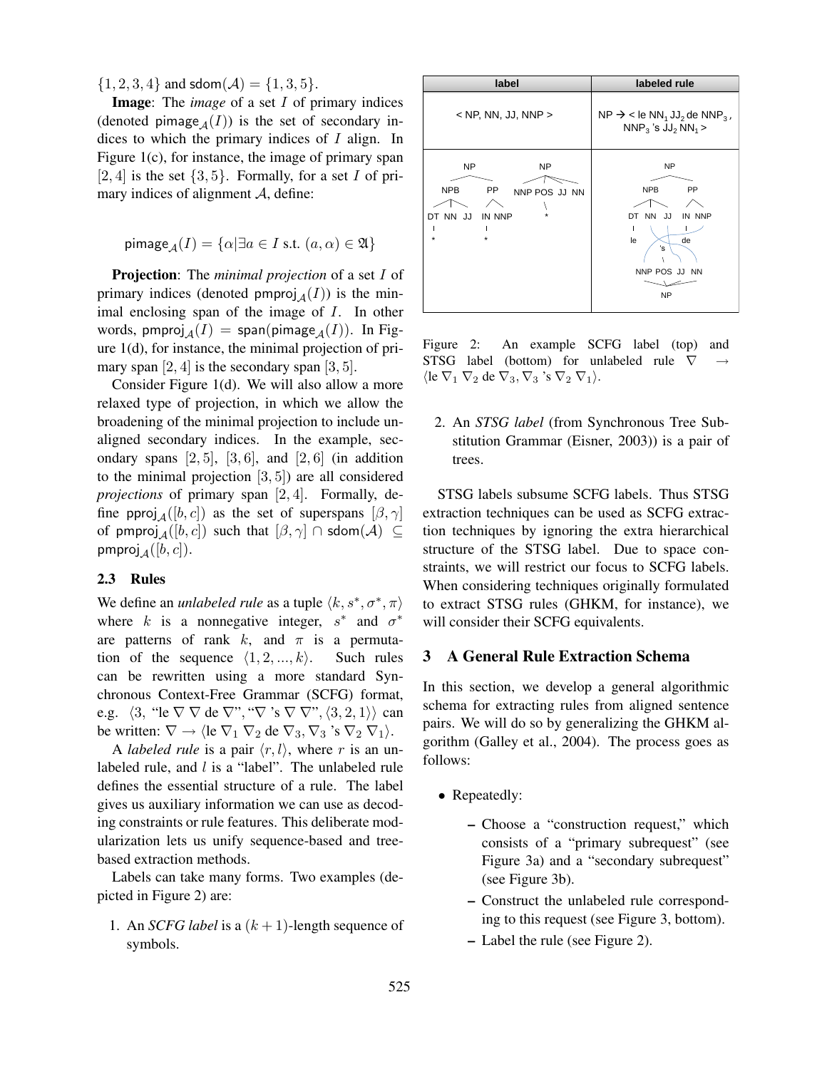$\{1, 2, 3, 4\}$ and $\mathsf{sdom}(\mathcal{A}) = \{1, 3, 5\}$.

**Image**: The *image* of a set $I$ of primary indices (denoted $\mathsf{pimage}_{\mathcal{A}}(I)$) is the set of secondary indices to which the primary indices of $I$ align. In Figure 1(c), for instance, the image of primary span $[2, 4]$ is the set $\{3, 5\}$. Formally, for a set $I$ of primary indices of alignment $\mathcal{A}$, define:

$$\mathsf{pimage}_{\mathcal{A}}(I) = \{\alpha | \exists a \in I \text{ s.t. } (a, \alpha) \in \mathfrak{A}\}$$

**Projection**: The *minimal projection* of a set $I$ of primary indices (denoted $\mathsf{pmproj}_{\mathcal{A}}(I)$) is the minimal enclosing span of the image of $I$. In other words, $\mathsf{pmproj}_{\mathcal{A}}(I) = \mathsf{span}(\mathsf{pimage}_{\mathcal{A}}(I))$. In Figure 1(d), for instance, the minimal projection of primary span $[2, 4]$ is the secondary span $[3, 5]$.

Consider Figure 1(d). We will also allow a more relaxed type of projection, in which we allow the broadening of the minimal projection to include unaligned secondary indices. In the example, secondary spans $[2, 5]$, $[3, 6]$, and $[2, 6]$ (in addition to the minimal projection $[3, 5]$) are all considered *projections* of primary span $[2, 4]$. Formally, define $\mathsf{pproj}_{\mathcal{A}}([b, c])$ as the set of superspans $[\beta, \gamma]$ of $\mathsf{pmproj}_{\mathcal{A}}([b, c])$ such that $[\beta, \gamma] \cap \mathsf{sdom}(\mathcal{A}) \subseteq \mathsf{pmproj}_{\mathcal{A}}([b, c])$.

### 2.3 Rules

We define an *unlabeled rule* as a tuple $\langle k, s^*, \sigma^*, \pi \rangle$ where $k$ is a nonnegative integer, $s^*$ and $\sigma^*$ are patterns of rank $k$, and $\pi$ is a permutation of the sequence $\langle 1, 2, ..., k \rangle$. Such rules can be rewritten using a more standard Synchronous Context-Free Grammar (SCFG) format, e.g. $\langle 3$, "le $\nabla$ $\nabla$ de $\nabla$", "$\nabla$ 's $\nabla$ $\nabla$", $\langle 3, 2, 1 \rangle \rangle$ can be written: $\nabla \rightarrow \langle$le $\nabla_1$ $\nabla_2$ de $\nabla_3$, $\nabla_3$ 's $\nabla_2$ $\nabla_1\rangle$.

A *labeled rule* is a pair $\langle r, l \rangle$, where $r$ is an unlabeled rule, and $l$ is a "label". The unlabeled rule defines the essential structure of a rule. The label gives us auxiliary information we can use as decoding constraints or rule features. This deliberate modularization lets us unify sequence-based and tree-based extraction methods.

Labels can take many forms. Two examples (depicted in Figure 2) are:

1. An *SCFG label* is a $(k + 1)$-length sequence of symbols.
2. An *STSG label* (from Synchronous Tree Substitution Grammar (Eisner, 2003)) is a pair of trees.

| label | labeled rule |
|---|---|
| < NP, NN, JJ, NNP > | NP → < le $NN_1$ $JJ_2$ de $NNP_3$, $NNP_3$ 's $JJ_2$ $NN_1$ > |
| (tree pair) | (tree pair rule) |

Figure 2: An example SCFG label (top) and STSG label (bottom) for unlabeled rule $\nabla \rightarrow \langle$le $\nabla_1$ $\nabla_2$ de $\nabla_3$, $\nabla_3$ 's $\nabla_2$ $\nabla_1\rangle$.

STSG labels subsume SCFG labels. Thus STSG extraction techniques can be used as SCFG extraction techniques by ignoring the extra hierarchical structure of the STSG label. Due to space constraints, we will restrict our focus to SCFG labels. When considering techniques originally formulated to extract STSG rules (GHKM, for instance), we will consider their SCFG equivalents.

## 3 A General Rule Extraction Schema

In this section, we develop a general algorithmic schema for extracting rules from aligned sentence pairs. We will do so by generalizing the GHKM algorithm (Galley et al., 2004). The process goes as follows:

- Repeatedly:
  - Choose a "construction request," which consists of a "primary subrequest" (see Figure 3a) and a "secondary subrequest" (see Figure 3b).
  - Construct the unlabeled rule corresponding to this request (see Figure 3, bottom).
  - Label the rule (see Figure 2).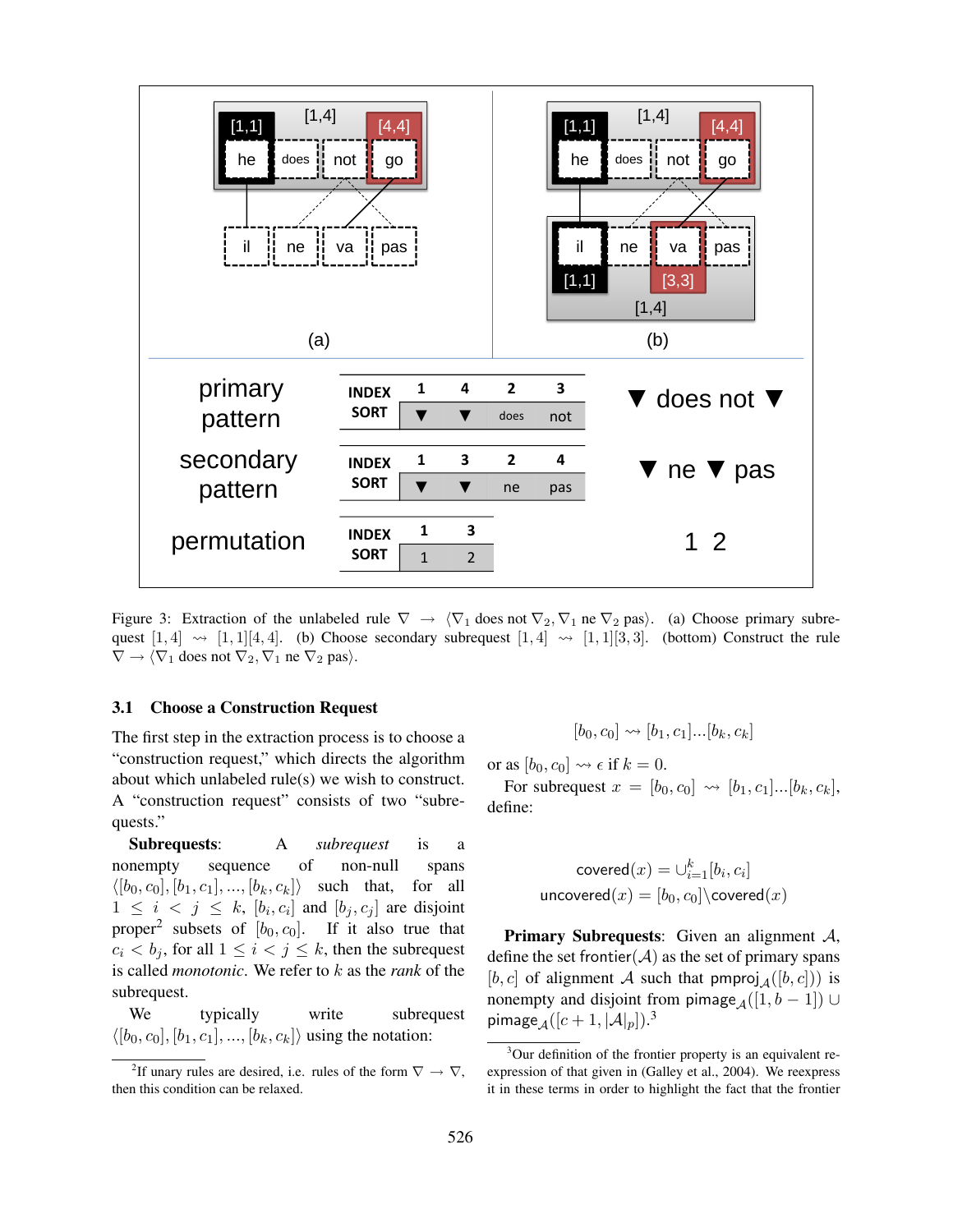Figure 3: Extraction of the unlabeled rule $\nabla \rightarrow \langle \nabla_1$ does not $\nabla_2, \nabla_1$ ne $\nabla_2$ pas$\rangle$. (a) Choose primary subrequest $[1,4] \rightsquigarrow [1,1][4,4]$. (b) Choose secondary subrequest $[1,4] \rightsquigarrow [1,1][3,3]$. (bottom) Construct the rule $\nabla \rightarrow \langle \nabla_1$ does not $\nabla_2, \nabla_1$ ne $\nabla_2$ pas$\rangle$.

### 3.1 Choose a Construction Request

The first step in the extraction process is to choose a "construction request," which directs the algorithm about which unlabeled rule(s) we wish to construct. A "construction request" consists of two "subrequests."

**Subrequests**: A *subrequest* is a nonempty sequence of non-null spans $\langle [b_0, c_0], [b_1, c_1], ..., [b_k, c_k] \rangle$ such that, for all $1 \leq i < j \leq k$, $[b_i, c_i]$ and $[b_j, c_j]$ are disjoint proper[2] subsets of $[b_0, c_0]$. If it also true that $c_i < b_j$, for all $1 \leq i < j \leq k$, then the subrequest is called *monotonic*. We refer to $k$ as the *rank* of the subrequest.

We typically write subrequest $\langle [b_0, c_0], [b_1, c_1], ..., [b_k, c_k] \rangle$ using the notation:

$$[b_0, c_0] \rightsquigarrow [b_1, c_1]...[b_k, c_k]$$

or as $[b_0, c_0] \rightsquigarrow \epsilon$ if $k = 0$.

For subrequest $x = [b_0, c_0] \rightsquigarrow [b_1, c_1]...[b_k, c_k]$, define:

$$\text{covered}(x) = \cup_{i=1}^{k} [b_i, c_i]$$
$$\text{uncovered}(x) = [b_0, c_0] \backslash \text{covered}(x)$$

**Primary Subrequests**: Given an alignment $\mathcal{A}$, define the set $\text{frontier}(\mathcal{A})$ as the set of primary spans $[b, c]$ of alignment $\mathcal{A}$ such that $\text{pmproj}_{\mathcal{A}}([b, c])$ is nonempty and disjoint from $\text{pimage}_{\mathcal{A}}([1, b-1]) \cup \text{pimage}_{\mathcal{A}}([c+1, |\mathcal{A}|_p])$.[3]

[2] If unary rules are desired, i.e. rules of the form $\nabla \rightarrow \nabla$, then this condition can be relaxed.

[3] Our definition of the frontier property is an equivalent reexpression of that given in (Galley et al., 2004). We reexpress it in these terms in order to highlight the fact that the frontier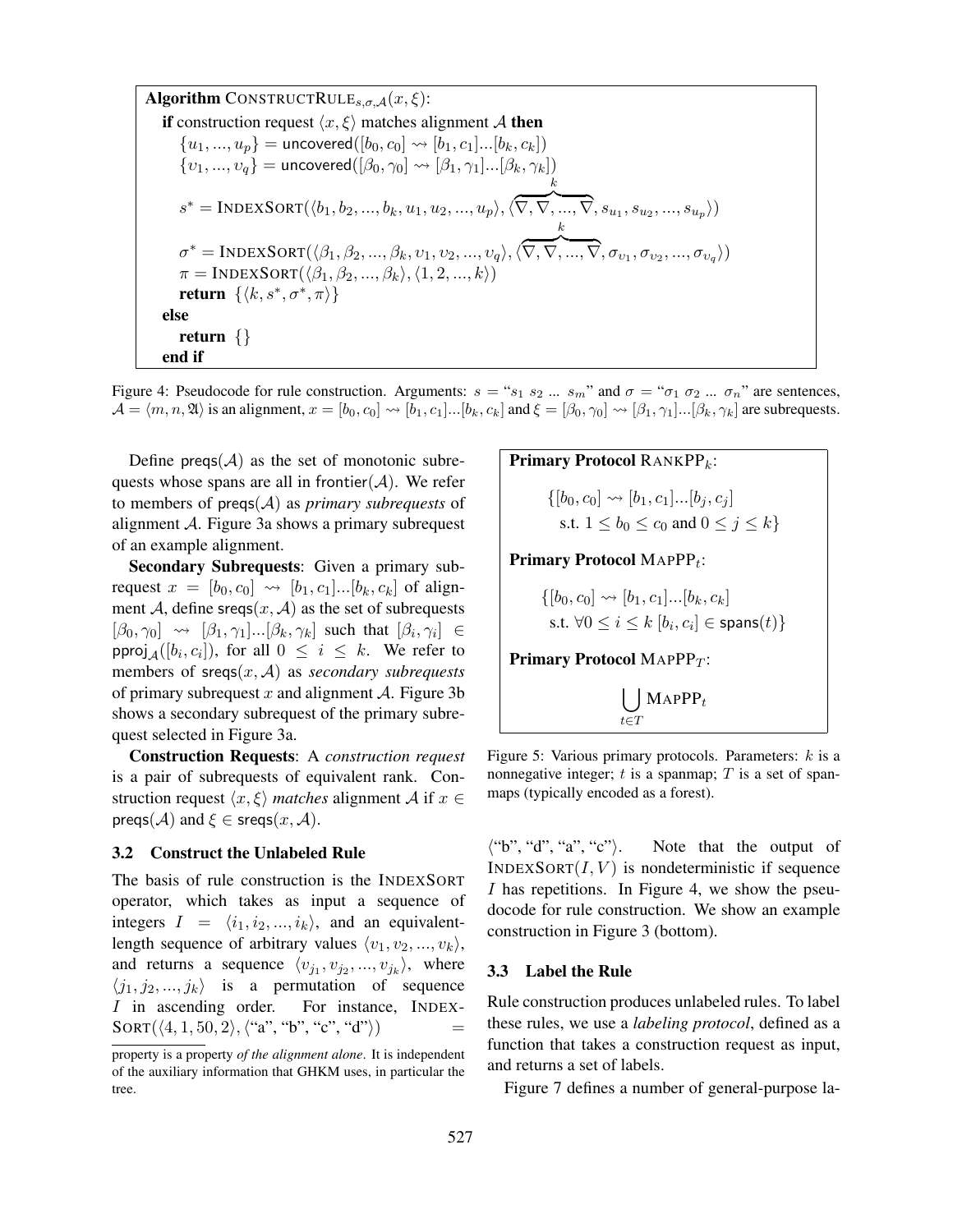```
Algorithm CONSTRUCTRULE_{s,σ,A}(x, ξ):
  if construction request ⟨x, ξ⟩ matches alignment A then
    {u_1, ..., u_p} = uncovered([b_0, c_0] ⇝ [b_1, c_1]...[b_k, c_k])
    {υ_1, ..., υ_q} = uncovered([β_0, γ_0] ⇝ [β_1, γ_1]...[β_k, γ_k])
    s* = INDEXSORT(⟨b_1, b_2, ..., b_k, u_1, u_2, ..., u_p⟩, ⟨∇, ∇, ..., ∇ (k times), s_{u_1}, s_{u_2}, ..., s_{u_p}⟩)
    σ* = INDEXSORT(⟨β_1, β_2, ..., β_k, υ_1, υ_2, ..., υ_q⟩, ⟨∇, ∇, ..., ∇ (k times), σ_{υ_1}, σ_{υ_2}, ..., σ_{υ_q}⟩)
    π = INDEXSORT(⟨β_1, β_2, ..., β_k⟩, ⟨1, 2, ..., k⟩)
    return {⟨k, s*, σ*, π⟩}
  else
    return {}
  end if
```

Figure 4: Pseudocode for rule construction. Arguments: $s$ = "$s_1\ s_2\ ...\ s_m$" and $\sigma$ = "$\sigma_1\ \sigma_2\ ...\ \sigma_n$" are sentences, $\mathcal{A} = \langle m, n, \mathfrak{A} \rangle$ is an alignment, $x = [b_0, c_0] \rightsquigarrow [b_1, c_1]...[b_k, c_k]$ and $\xi = [\beta_0, \gamma_0] \rightsquigarrow [\beta_1, \gamma_1]...[\beta_k, \gamma_k]$ are subrequests.

Define $\text{preqs}(\mathcal{A})$ as the set of monotonic subrequests whose spans are all in $\text{frontier}(\mathcal{A})$. We refer to members of $\text{preqs}(\mathcal{A})$ as *primary subrequests* of alignment $\mathcal{A}$. Figure 3a shows a primary subrequest of an example alignment.

**Secondary Subrequests**: Given a primary subrequest $x = [b_0, c_0] \rightsquigarrow [b_1, c_1]...[b_k, c_k]$ of alignment $\mathcal{A}$, define $\text{sreqs}(x, \mathcal{A})$ as the set of subrequests $[\beta_0, \gamma_0] \rightsquigarrow [\beta_1, \gamma_1]...[\beta_k, \gamma_k]$ such that $[\beta_i, \gamma_i] \in \text{pproj}_{\mathcal{A}}([b_i, c_i])$, for all $0 \leq i \leq k$. We refer to members of $\text{sreqs}(x, \mathcal{A})$ as *secondary subrequests* of primary subrequest $x$ and alignment $\mathcal{A}$. Figure 3b shows a secondary subrequest of the primary subrequest selected in Figure 3a.

**Construction Requests**: A *construction request* is a pair of subrequests of equivalent rank. Construction request $\langle x, \xi \rangle$ *matches* alignment $\mathcal{A}$ if $x \in \text{preqs}(\mathcal{A})$ and $\xi \in \text{sreqs}(x, \mathcal{A})$.

### 3.2 Construct the Unlabeled Rule

The basis of rule construction is the INDEXSORT operator, which takes as input a sequence of integers $I = \langle i_1, i_2, ..., i_k \rangle$, and an equivalent-length sequence of arbitrary values $\langle v_1, v_2, ..., v_k \rangle$, and returns a sequence $\langle v_{j_1}, v_{j_2}, ..., v_{j_k} \rangle$, where $\langle j_1, j_2, ..., j_k \rangle$ is a permutation of sequence $I$ in ascending order. For instance, INDEXSORT($\langle 4, 1, 50, 2 \rangle$, ⟨"a", "b", "c", "d"⟩) = ⟨"b", "d", "a", "c"⟩. Note that the output of INDEXSORT($I, V$) is nondeterministic if sequence $I$ has repetitions. In Figure 4, we show the pseudocode for rule construction. We show an example construction in Figure 3 (bottom).

**Primary Protocol** RANKPP$_k$:

$$\{[b_0, c_0] \rightsquigarrow [b_1, c_1]...[b_j, c_j] \text{ s.t. } 1 \leq b_0 \leq c_0 \text{ and } 0 \leq j \leq k\}$$

**Primary Protocol** MAPPP$_t$:

$$\{[b_0, c_0] \rightsquigarrow [b_1, c_1]...[b_k, c_k] \text{ s.t. } \forall 0 \leq i \leq k\ [b_i, c_i] \in \text{spans}(t)\}$$

**Primary Protocol** MAPPP$_T$:

$$\bigcup_{t \in T} \text{MAPPP}_t$$

Figure 5: Various primary protocols. Parameters: $k$ is a nonnegative integer; $t$ is a spanmap; $T$ is a set of spanmaps (typically encoded as a forest).

### 3.3 Label the Rule

Rule construction produces unlabeled rules. To label these rules, we use a *labeling protocol*, defined as a function that takes a construction request as input, and returns a set of labels.

Figure 7 defines a number of general-purpose la-

property is a property *of the alignment alone*. It is independent of the auxiliary information that GHKM uses, in particular the tree.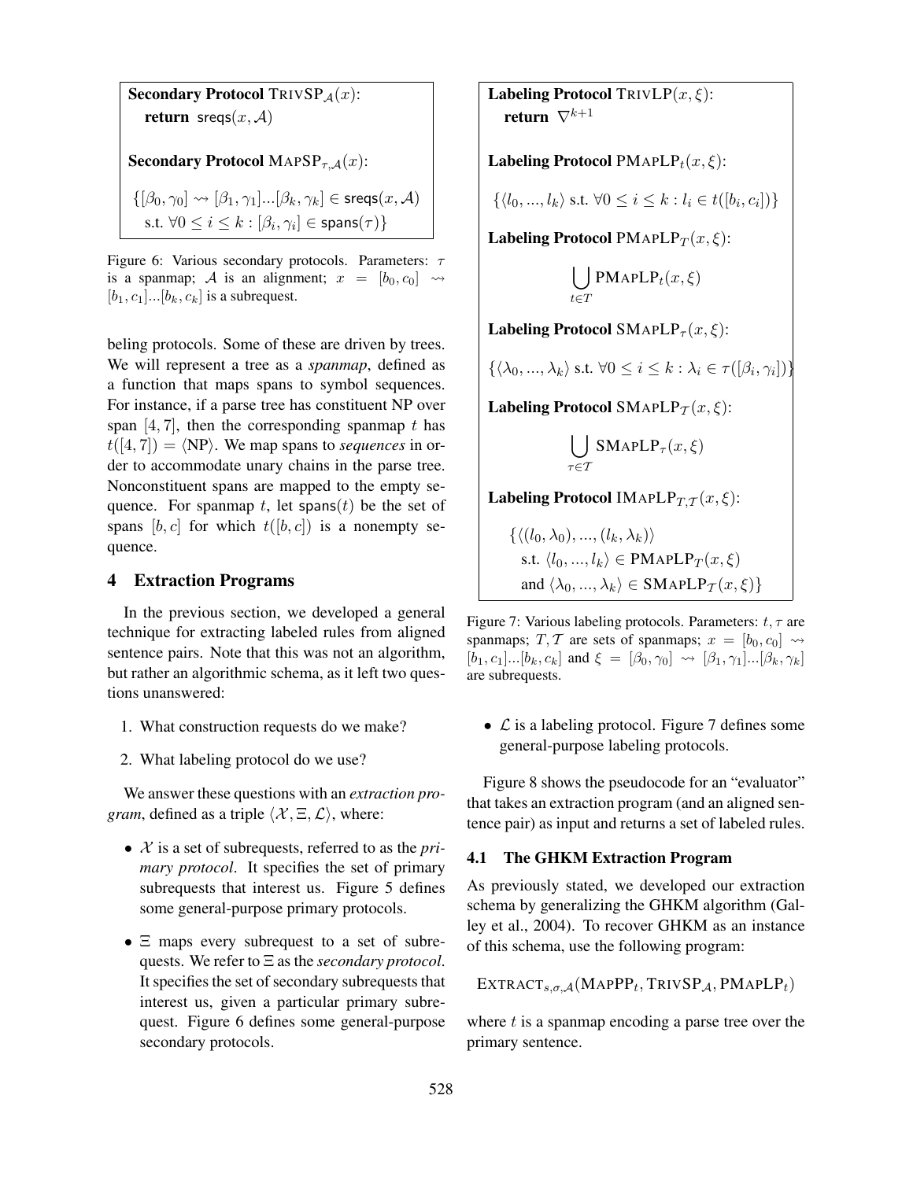**Secondary Protocol** $\text{TRIVSP}_{\mathcal{A}}(x)$:
**return** $\text{sreqs}(x, \mathcal{A})$

**Secondary Protocol** $\text{MAPSP}_{\tau,\mathcal{A}}(x)$:

$$\{[\beta_0, \gamma_0] \rightsquigarrow [\beta_1, \gamma_1]...[\beta_k, \gamma_k] \in \text{sreqs}(x, \mathcal{A}) \text{ s.t. } \forall 0 \leq i \leq k : [\beta_i, \gamma_i] \in \text{spans}(\tau)\}$$

Figure 6: Various secondary protocols. Parameters: $\tau$ is a spanmap; $\mathcal{A}$ is an alignment; $x = [b_0, c_0] \rightsquigarrow [b_1, c_1]...[b_k, c_k]$ is a subrequest.

beling protocols. Some of these are driven by trees. We will represent a tree as a *spanmap*, defined as a function that maps spans to symbol sequences. For instance, if a parse tree has constituent NP over span $[4, 7]$, then the corresponding spanmap $t$ has $t([4, 7]) = \langle \text{NP} \rangle$. We map spans to *sequences* in order to accommodate unary chains in the parse tree. Nonconstituent spans are mapped to the empty sequence. For spanmap $t$, let $\text{spans}(t)$ be the set of spans $[b, c]$ for which $t([b, c])$ is a nonempty sequence.

## 4 Extraction Programs

In the previous section, we developed a general technique for extracting labeled rules from aligned sentence pairs. Note that this was not an algorithm, but rather an algorithmic schema, as it left two questions unanswered:

1. What construction requests do we make?
2. What labeling protocol do we use?

We answer these questions with an *extraction program*, defined as a triple $\langle \mathcal{X}, \Xi, \mathcal{L} \rangle$, where:

- $\mathcal{X}$ is a set of subrequests, referred to as the *primary protocol*. It specifies the set of primary subrequests that interest us. Figure 5 defines some general-purpose primary protocols.
- $\Xi$ maps every subrequest to a set of subrequests. We refer to $\Xi$ as the *secondary protocol*. It specifies the set of secondary subrequests that interest us, given a particular primary subrequest. Figure 6 defines some general-purpose secondary protocols.

**Labeling Protocol** $\text{TRIVLP}(x, \xi)$:
**return** $\nabla^{k+1}$

**Labeling Protocol** $\text{PMAPLP}_t(x, \xi)$:

$$\{\langle l_0, ..., l_k \rangle \text{ s.t. } \forall 0 \leq i \leq k : l_i \in t([b_i, c_i])\}$$

**Labeling Protocol** $\text{PMAPLP}_T(x, \xi)$:

$$\bigcup_{t \in T} \text{PMAPLP}_t(x, \xi)$$

**Labeling Protocol** $\text{SMAPLP}_\tau(x, \xi)$:

$$\{\langle \lambda_0, ..., \lambda_k \rangle \text{ s.t. } \forall 0 \leq i \leq k : \lambda_i \in \tau([\beta_i, \gamma_i])\}$$

**Labeling Protocol** $\text{SMAPLP}_{\mathcal{T}}(x, \xi)$:

$$\bigcup_{\tau \in \mathcal{T}} \text{SMAPLP}_\tau(x, \xi)$$

**Labeling Protocol** $\text{IMAPLP}_{T,\mathcal{T}}(x, \xi)$:

$$\{\langle (l_0, \lambda_0), ..., (l_k, \lambda_k) \rangle \text{ s.t. } \langle l_0, ..., l_k \rangle \in \text{PMAPLP}_T(x, \xi) \text{ and } \langle \lambda_0, ..., \lambda_k \rangle \in \text{SMAPLP}_{\mathcal{T}}(x, \xi)\}$$

Figure 7: Various labeling protocols. Parameters: $t, \tau$ are spanmaps; $T, \mathcal{T}$ are sets of spanmaps; $x = [b_0, c_0] \rightsquigarrow [b_1, c_1]...[b_k, c_k]$ and $\xi = [\beta_0, \gamma_0] \rightsquigarrow [\beta_1, \gamma_1]...[\beta_k, \gamma_k]$ are subrequests.

- $\mathcal{L}$ is a labeling protocol. Figure 7 defines some general-purpose labeling protocols.

Figure 8 shows the pseudocode for an "evaluator" that takes an extraction program (and an aligned sentence pair) as input and returns a set of labeled rules.

### 4.1 The GHKM Extraction Program

As previously stated, we developed our extraction schema by generalizing the GHKM algorithm (Galley et al., 2004). To recover GHKM as an instance of this schema, use the following program:

$$\text{EXTRACT}_{s,\sigma,\mathcal{A}}(\text{MAPPP}_t, \text{TRIVSP}_{\mathcal{A}}, \text{PMAPLP}_t)$$

where $t$ is a spanmap encoding a parse tree over the primary sentence.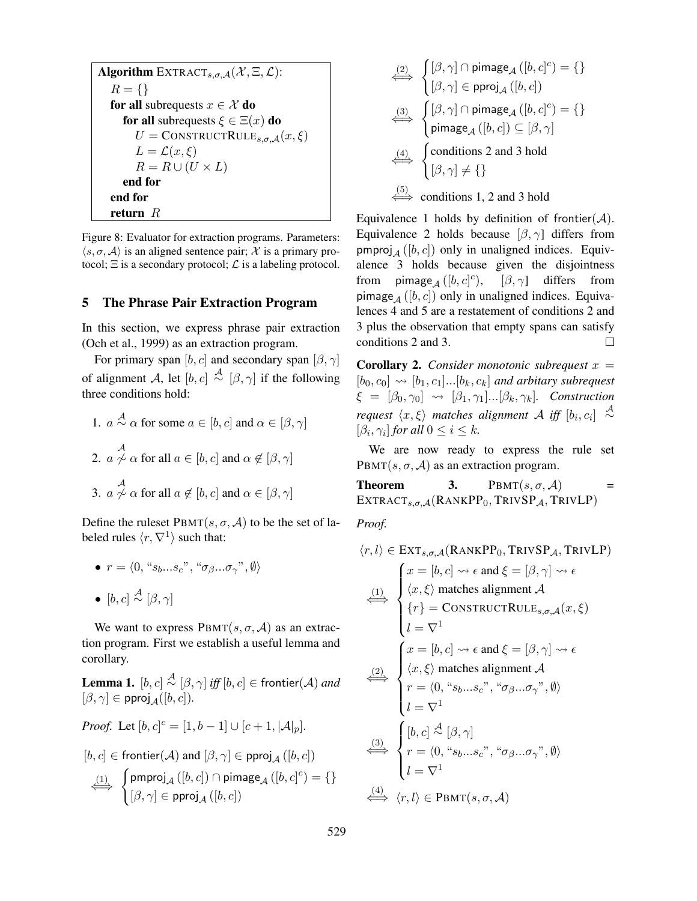```
Algorithm EXTRACT_{s,σ,A}(X, Ξ, L):
  R = {}
  for all subrequests x ∈ X do
    for all subrequests ξ ∈ Ξ(x) do
      U = CONSTRUCTRULE_{s,σ,A}(x, ξ)
      L = L(x, ξ)
      R = R ∪ (U × L)
    end for
  end for
  return R
```

Figure 8: Evaluator for extraction programs. Parameters: $\langle s, \sigma, \mathcal{A}\rangle$ is an aligned sentence pair; $\mathcal{X}$ is a primary protocol; $\Xi$ is a secondary protocol; $\mathcal{L}$ is a labeling protocol.

## 5 The Phrase Pair Extraction Program

In this section, we express phrase pair extraction (Och et al., 1999) as an extraction program.

For primary span $[b, c]$ and secondary span $[\beta, \gamma]$ of alignment $\mathcal{A}$, let $[b, c] \overset{\mathcal{A}}{\sim} [\beta, \gamma]$ if the following three conditions hold:

1. $a \overset{\mathcal{A}}{\sim} \alpha$ for some $a \in [b, c]$ and $\alpha \in [\beta, \gamma]$
2. $a \overset{\mathcal{A}}{\not\sim} \alpha$ for all $a \in [b, c]$ and $\alpha \notin [\beta, \gamma]$
3. $a \overset{\mathcal{A}}{\not\sim} \alpha$ for all $a \notin [b, c]$ and $\alpha \in [\beta, \gamma]$

Define the ruleset $\text{PBMT}(s, \sigma, \mathcal{A})$ to be the set of labeled rules $\langle r, \nabla^1\rangle$ such that:

- $r = \langle 0, \text{“}s_b...s_c\text{”}, \text{“}\sigma_\beta...\sigma_\gamma\text{”}, \emptyset\rangle$
- $[b, c] \overset{\mathcal{A}}{\sim} [\beta, \gamma]$

We want to express $\text{PBMT}(s, \sigma, \mathcal{A})$ as an extraction program. First we establish a useful lemma and corollary.

**Lemma 1.** *$[b, c] \overset{\mathcal{A}}{\sim} [\beta, \gamma]$ iff $[b, c] \in \mathsf{frontier}(\mathcal{A})$ and $[\beta, \gamma] \in \mathsf{pproj}_{\mathcal{A}}([b, c])$.*

*Proof.* Let $[b, c]^c = [1, b-1] \cup [c+1, |\mathcal{A}|_p]$.

$$[b, c] \in \mathsf{frontier}(\mathcal{A}) \text{ and } [\beta, \gamma] \in \mathsf{pproj}_{\mathcal{A}}([b, c])$$

$$\overset{(1)}{\iff} \begin{cases} \mathsf{pmproj}_{\mathcal{A}}([b, c]) \cap \mathsf{pimage}_{\mathcal{A}}([b, c]^c) = \{\} \\ [\beta, \gamma] \in \mathsf{pproj}_{\mathcal{A}}([b, c]) \end{cases}$$

$$\overset{(2)}{\iff} \begin{cases} [\beta, \gamma] \cap \mathsf{pimage}_{\mathcal{A}}([b, c]^c) = \{\} \\ [\beta, \gamma] \in \mathsf{pproj}_{\mathcal{A}}([b, c]) \end{cases}$$

$$\overset{(3)}{\iff} \begin{cases} [\beta, \gamma] \cap \mathsf{pimage}_{\mathcal{A}}([b, c]^c) = \{\} \\ \mathsf{pimage}_{\mathcal{A}}([b, c]) \subseteq [\beta, \gamma] \end{cases}$$

$$\overset{(4)}{\iff} \begin{cases} \text{conditions 2 and 3 hold} \\ [\beta, \gamma] \neq \{\} \end{cases}$$

$$\overset{(5)}{\iff} \text{conditions 1, 2 and 3 hold}$$

Equivalence 1 holds by definition of $\mathsf{frontier}(\mathcal{A})$. Equivalence 2 holds because $[\beta, \gamma]$ differs from $\mathsf{pmproj}_{\mathcal{A}}([b, c])$ only in unaligned indices. Equivalence 3 holds because given the disjointness from $\mathsf{pimage}_{\mathcal{A}}([b, c]^c)$, $[\beta, \gamma]$ differs from $\mathsf{pimage}_{\mathcal{A}}([b, c])$ only in unaligned indices. Equivalences 4 and 5 are a restatement of conditions 2 and 3 plus the observation that empty spans can satisfy conditions 2 and 3. □

**Corollary 2.** *Consider monotonic subrequest $x = [b_0, c_0] \rightsquigarrow [b_1, c_1]...[b_k, c_k]$ and arbitary subrequest $\xi = [\beta_0, \gamma_0] \rightsquigarrow [\beta_1, \gamma_1]...[\beta_k, \gamma_k]$. Construction request $\langle x, \xi\rangle$ matches alignment $\mathcal{A}$ iff $[b_i, c_i] \overset{\mathcal{A}}{\sim} [\beta_i, \gamma_i]$ for all $0 \leq i \leq k$.*

We are now ready to express the rule set $\text{PBMT}(s, \sigma, \mathcal{A})$ as an extraction program.

**Theorem 3.** $\text{PBMT}(s, \sigma, \mathcal{A}) = \text{EXTRACT}_{s,\sigma,\mathcal{A}}(\text{RANKPP}_0, \text{TRIVSP}_{\mathcal{A}}, \text{TRIVLP})$

*Proof.*

$$\langle r, l\rangle \in \text{EXT}_{s,\sigma,\mathcal{A}}(\text{RANKPP}_0, \text{TRIVSP}_{\mathcal{A}}, \text{TRIVLP})$$

$$\overset{(1)}{\iff} \begin{cases} x = [b, c] \rightsquigarrow \epsilon \text{ and } \xi = [\beta, \gamma] \rightsquigarrow \epsilon \\ \langle x, \xi\rangle \text{ matches alignment } \mathcal{A} \\ \{r\} = \text{CONSTRUCTRULE}_{s,\sigma,\mathcal{A}}(x, \xi) \\ l = \nabla^1 \end{cases}$$

$$\overset{(2)}{\iff} \begin{cases} x = [b, c] \rightsquigarrow \epsilon \text{ and } \xi = [\beta, \gamma] \rightsquigarrow \epsilon \\ \langle x, \xi\rangle \text{ matches alignment } \mathcal{A} \\ r = \langle 0, \text{“}s_b...s_c\text{”}, \text{“}\sigma_\beta...\sigma_\gamma\text{”}, \emptyset\rangle \\ l = \nabla^1 \end{cases}$$

$$\overset{(3)}{\iff} \begin{cases} [b, c] \overset{\mathcal{A}}{\sim} [\beta, \gamma] \\ r = \langle 0, \text{“}s_b...s_c\text{”}, \text{“}\sigma_\beta...\sigma_\gamma\text{”}, \emptyset\rangle \\ l = \nabla^1 \end{cases}$$

$$\overset{(4)}{\iff} \langle r, l\rangle \in \text{PBMT}(s, \sigma, \mathcal{A})$$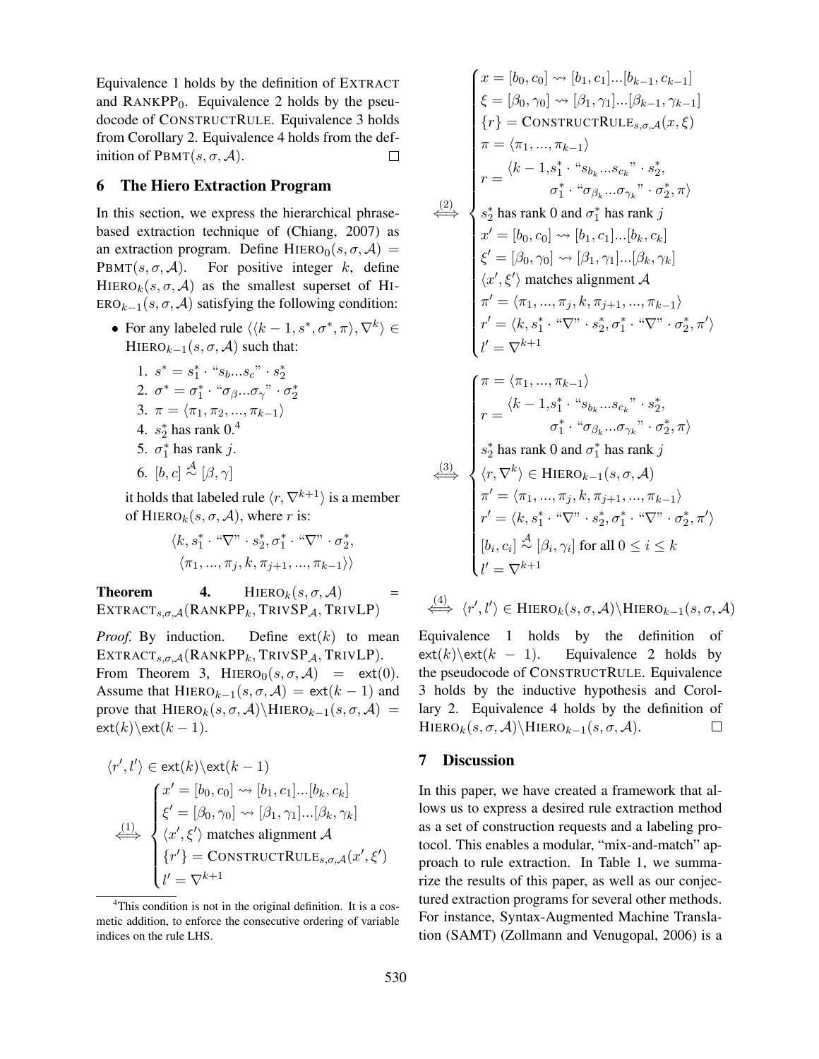Equivalence 1 holds by the definition of EXTRACT and $\text{RANKPP}_0$. Equivalence 2 holds by the pseudocode of CONSTRUCTRULE. Equivalence 3 holds from Corollary 2. Equivalence 4 holds from the definition of $\text{PBMT}(s, \sigma, \mathcal{A})$. □

## 6 The Hiero Extraction Program

In this section, we express the hierarchical phrase-based extraction technique of (Chiang, 2007) as an extraction program. Define $\text{HIERO}_0(s, \sigma, \mathcal{A}) = \text{PBMT}(s, \sigma, \mathcal{A})$. For positive integer $k$, define $\text{HIERO}_k(s, \sigma, \mathcal{A})$ as the smallest superset of $\text{HIERO}_{k-1}(s, \sigma, \mathcal{A})$ satisfying the following condition:

- For any labeled rule $\langle\langle k-1, s^*, \sigma^*, \pi\rangle, \nabla^k\rangle \in \text{HIERO}_{k-1}(s, \sigma, \mathcal{A})$ such that:
  1. $s^* = s_1^* \cdot \text{“}s_b...s_c\text{”} \cdot s_2^*$
  2. $\sigma^* = \sigma_1^* \cdot \text{“}\sigma_\beta...\sigma_\gamma\text{”} \cdot \sigma_2^*$
  3. $\pi = \langle \pi_1, \pi_2, ..., \pi_{k-1}\rangle$
  4. $s_2^*$ has rank 0.[4]
  5. $\sigma_1^*$ has rank $j$.
  6. $[b, c] \overset{\mathcal{A}}{\sim} [\beta, \gamma]$

  it holds that labeled rule $\langle r, \nabla^{k+1}\rangle$ is a member of $\text{HIERO}_k(s, \sigma, \mathcal{A})$, where $r$ is:

  $$\langle k, s_1^* \cdot \text{“}\nabla\text{”} \cdot s_2^*, \sigma_1^* \cdot \text{“}\nabla\text{”} \cdot \sigma_2^*, \langle \pi_1, ..., \pi_j, k, \pi_{j+1}, ..., \pi_{k-1}\rangle\rangle$$

**Theorem 4.** $\text{HIERO}_k(s, \sigma, \mathcal{A}) = \text{EXTRACT}_{s,\sigma,\mathcal{A}}(\text{RANKPP}_k, \text{TRIVSP}_\mathcal{A}, \text{TRIVLP})$

*Proof.* By induction. Define $\mathsf{ext}(k)$ to mean $\text{EXTRACT}_{s,\sigma,\mathcal{A}}(\text{RANKPP}_k, \text{TRIVSP}_\mathcal{A}, \text{TRIVLP})$. From Theorem 3, $\text{HIERO}_0(s, \sigma, \mathcal{A}) = \mathsf{ext}(0)$. Assume that $\text{HIERO}_{k-1}(s, \sigma, \mathcal{A}) = \mathsf{ext}(k-1)$ and prove that $\text{HIERO}_k(s, \sigma, \mathcal{A}) \backslash \text{HIERO}_{k-1}(s, \sigma, \mathcal{A}) = \mathsf{ext}(k) \backslash \mathsf{ext}(k-1)$.

$$\langle r', l'\rangle \in \mathsf{ext}(k) \backslash \mathsf{ext}(k-1)$$

$$\overset{(1)}{\iff} \begin{cases} x' = [b_0, c_0] \leadsto [b_1, c_1]...[b_k, c_k] \\ \xi' = [\beta_0, \gamma_0] \leadsto [\beta_1, \gamma_1]...[\beta_k, \gamma_k] \\ \langle x', \xi'\rangle \text{ matches alignment } \mathcal{A} \\ \{r'\} = \text{CONSTRUCTRULE}_{s,\sigma,\mathcal{A}}(x', \xi') \\ l' = \nabla^{k+1} \end{cases}$$

$$\overset{(2)}{\iff} \begin{cases} x = [b_0, c_0] \leadsto [b_1, c_1]...[b_{k-1}, c_{k-1}] \\ \xi = [\beta_0, \gamma_0] \leadsto [\beta_1, \gamma_1]...[\beta_{k-1}, \gamma_{k-1}] \\ \{r\} = \text{CONSTRUCTRULE}_{s,\sigma,\mathcal{A}}(x, \xi) \\ \pi = \langle \pi_1, ..., \pi_{k-1}\rangle \\ r = \begin{aligned}\langle k-1, & s_1^* \cdot \text{“}s_{b_k}...s_{c_k}\text{”} \cdot s_2^*, \\ & \sigma_1^* \cdot \text{“}\sigma_{\beta_k}...\sigma_{\gamma_k}\text{”} \cdot \sigma_2^*, \pi\rangle\end{aligned} \\ s_2^* \text{ has rank 0 and } \sigma_1^* \text{ has rank } j \\ x' = [b_0, c_0] \leadsto [b_1, c_1]...[b_k, c_k] \\ \xi' = [\beta_0, \gamma_0] \leadsto [\beta_1, \gamma_1]...[\beta_k, \gamma_k] \\ \langle x', \xi'\rangle \text{ matches alignment } \mathcal{A} \\ \pi' = \langle \pi_1, ..., \pi_j, k, \pi_{j+1}, ..., \pi_{k-1}\rangle \\ r' = \langle k, s_1^* \cdot \text{“}\nabla\text{”} \cdot s_2^*, \sigma_1^* \cdot \text{“}\nabla\text{”} \cdot \sigma_2^*, \pi'\rangle \\ l' = \nabla^{k+1} \end{cases}$$

$$\overset{(3)}{\iff} \begin{cases} \pi = \langle \pi_1, ..., \pi_{k-1}\rangle \\ r = \begin{aligned}\langle k-1, & s_1^* \cdot \text{“}s_{b_k}...s_{c_k}\text{”} \cdot s_2^*, \\ & \sigma_1^* \cdot \text{“}\sigma_{\beta_k}...\sigma_{\gamma_k}\text{”} \cdot \sigma_2^*, \pi\rangle\end{aligned} \\ s_2^* \text{ has rank 0 and } \sigma_1^* \text{ has rank } j \\ \langle r, \nabla^k\rangle \in \text{HIERO}_{k-1}(s, \sigma, \mathcal{A}) \\ \pi' = \langle \pi_1, ..., \pi_j, k, \pi_{j+1}, ..., \pi_{k-1}\rangle \\ r' = \langle k, s_1^* \cdot \text{“}\nabla\text{”} \cdot s_2^*, \sigma_1^* \cdot \text{“}\nabla\text{”} \cdot \sigma_2^*, \pi'\rangle \\ [b_i, c_i] \overset{\mathcal{A}}{\sim} [\beta_i, \gamma_i] \text{ for all } 0 \leq i \leq k \\ l' = \nabla^{k+1} \end{cases}$$

$$\overset{(4)}{\iff} \langle r', l'\rangle \in \text{HIERO}_k(s, \sigma, \mathcal{A}) \backslash \text{HIERO}_{k-1}(s, \sigma, \mathcal{A})$$

Equivalence 1 holds by the definition of $\mathsf{ext}(k) \backslash \mathsf{ext}(k-1)$. Equivalence 2 holds by the pseudocode of CONSTRUCTRULE. Equivalence 3 holds by the inductive hypothesis and Corollary 2. Equivalence 4 holds by the definition of $\text{HIERO}_k(s, \sigma, \mathcal{A}) \backslash \text{HIERO}_{k-1}(s, \sigma, \mathcal{A})$. □

## 7 Discussion

In this paper, we have created a framework that allows us to express a desired rule extraction method as a set of construction requests and a labeling protocol. This enables a modular, “mix-and-match” approach to rule extraction. In Table 1, we summarize the results of this paper, as well as our conjectured extraction programs for several other methods. For instance, Syntax-Augmented Machine Translation (SAMT) (Zollmann and Venugopal, 2006) is a

[4] This condition is not in the original definition. It is a cosmetic addition, to enforce the consecutive ordering of variable indices on the rule LHS.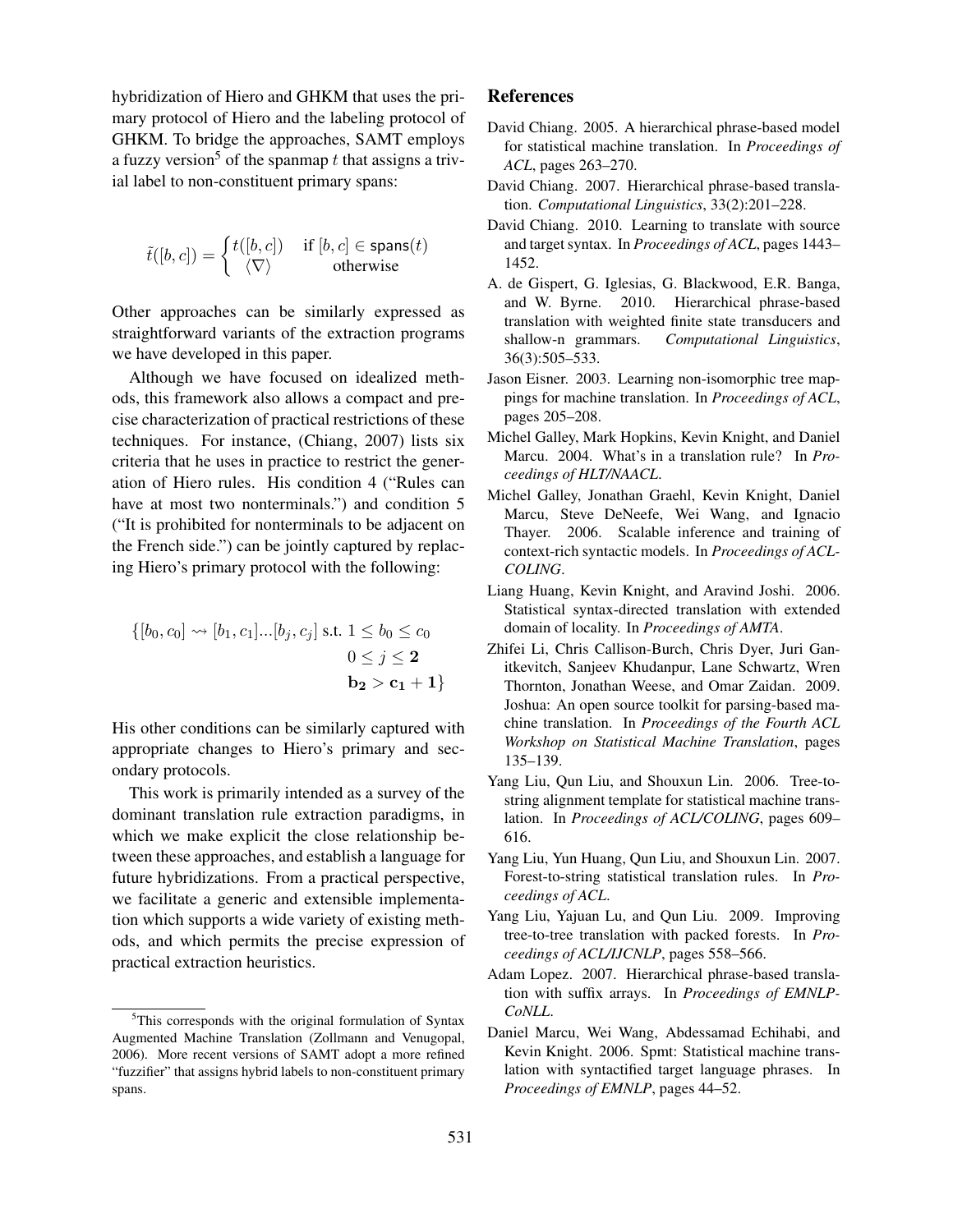hybridization of Hiero and GHKM that uses the primary protocol of Hiero and the labeling protocol of GHKM. To bridge the approaches, SAMT employs a fuzzy version[5] of the spanmap $t$ that assigns a trivial label to non-constituent primary spans:

$$\tilde{t}([b, c]) = \begin{cases} t([b, c]) & \text{if } [b, c] \in \mathsf{spans}(t) \\ \langle \nabla \rangle & \text{otherwise} \end{cases}$$

Other approaches can be similarly expressed as straightforward variants of the extraction programs we have developed in this paper.

Although we have focused on idealized methods, this framework also allows a compact and precise characterization of practical restrictions of these techniques. For instance, (Chiang, 2007) lists six criteria that he uses in practice to restrict the generation of Hiero rules. His condition 4 ("Rules can have at most two nonterminals.") and condition 5 ("It is prohibited for nonterminals to be adjacent on the French side.") can be jointly captured by replacing Hiero's primary protocol with the following:

$$\{[b_0, c_0] \rightsquigarrow [b_1, c_1]...[b_j, c_j] \text{ s.t. } 1 \leq b_0 \leq c_0 \\ 0 \leq j \leq \mathbf{2} \\ \mathbf{b_2 > c_1 + 1}\}$$

His other conditions can be similarly captured with appropriate changes to Hiero's primary and secondary protocols.

This work is primarily intended as a survey of the dominant translation rule extraction paradigms, in which we make explicit the close relationship between these approaches, and establish a language for future hybridizations. From a practical perspective, we facilitate a generic and extensible implementation which supports a wide variety of existing methods, and which permits the precise expression of practical extraction heuristics.

[5] This corresponds with the original formulation of Syntax Augmented Machine Translation (Zollmann and Venugopal, 2006). More recent versions of SAMT adopt a more refined "fuzzifier" that assigns hybrid labels to non-constituent primary spans.

## References

David Chiang. 2005. A hierarchical phrase-based model for statistical machine translation. In *Proceedings of ACL*, pages 263–270.

David Chiang. 2007. Hierarchical phrase-based translation. *Computational Linguistics*, 33(2):201–228.

David Chiang. 2010. Learning to translate with source and target syntax. In *Proceedings of ACL*, pages 1443–1452.

A. de Gispert, G. Iglesias, G. Blackwood, E.R. Banga, and W. Byrne. 2010. Hierarchical phrase-based translation with weighted finite state transducers and shallow-n grammars. *Computational Linguistics*, 36(3):505–533.

Jason Eisner. 2003. Learning non-isomorphic tree mappings for machine translation. In *Proceedings of ACL*, pages 205–208.

Michel Galley, Mark Hopkins, Kevin Knight, and Daniel Marcu. 2004. What's in a translation rule? In *Proceedings of HLT/NAACL*.

Michel Galley, Jonathan Graehl, Kevin Knight, Daniel Marcu, Steve DeNeefe, Wei Wang, and Ignacio Thayer. 2006. Scalable inference and training of context-rich syntactic models. In *Proceedings of ACL-COLING*.

Liang Huang, Kevin Knight, and Aravind Joshi. 2006. Statistical syntax-directed translation with extended domain of locality. In *Proceedings of AMTA*.

Zhifei Li, Chris Callison-Burch, Chris Dyer, Juri Ganitkevitch, Sanjeev Khudanpur, Lane Schwartz, Wren Thornton, Jonathan Weese, and Omar Zaidan. 2009. Joshua: An open source toolkit for parsing-based machine translation. In *Proceedings of the Fourth ACL Workshop on Statistical Machine Translation*, pages 135–139.

Yang Liu, Qun Liu, and Shouxun Lin. 2006. Tree-to-string alignment template for statistical machine translation. In *Proceedings of ACL/COLING*, pages 609–616.

Yang Liu, Yun Huang, Qun Liu, and Shouxun Lin. 2007. Forest-to-string statistical translation rules. In *Proceedings of ACL*.

Yang Liu, Yajuan Lu, and Qun Liu. 2009. Improving tree-to-tree translation with packed forests. In *Proceedings of ACL/IJCNLP*, pages 558–566.

Adam Lopez. 2007. Hierarchical phrase-based translation with suffix arrays. In *Proceedings of EMNLP-CoNLL*.

Daniel Marcu, Wei Wang, Abdessamad Echihabi, and Kevin Knight. 2006. Spmt: Statistical machine translation with syntactified target language phrases. In *Proceedings of EMNLP*, pages 44–52.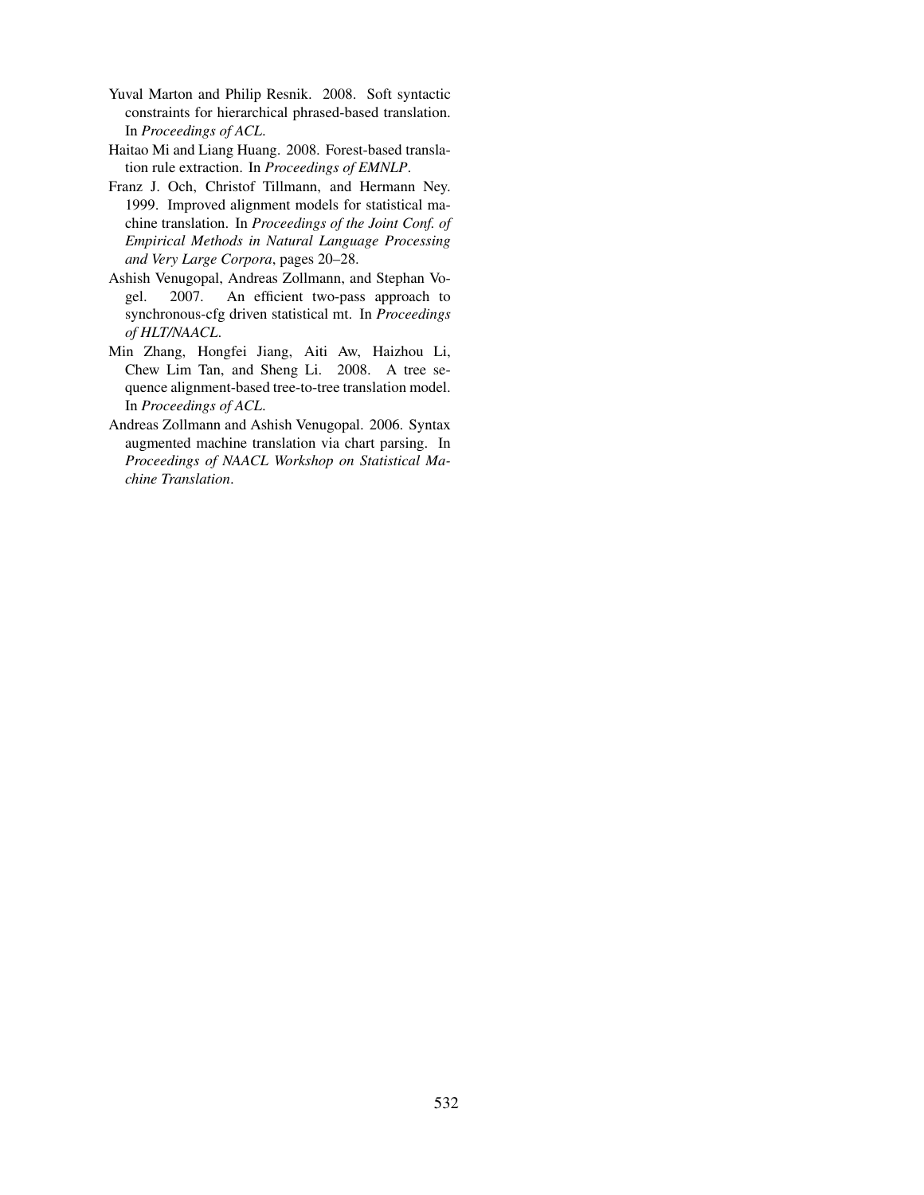Yuval Marton and Philip Resnik. 2008. Soft syntactic constraints for hierarchical phrased-based translation. In *Proceedings of ACL*.

Haitao Mi and Liang Huang. 2008. Forest-based translation rule extraction. In *Proceedings of EMNLP*.

Franz J. Och, Christof Tillmann, and Hermann Ney. 1999. Improved alignment models for statistical machine translation. In *Proceedings of the Joint Conf. of Empirical Methods in Natural Language Processing and Very Large Corpora*, pages 20–28.

Ashish Venugopal, Andreas Zollmann, and Stephan Vogel. 2007. An efficient two-pass approach to synchronous-cfg driven statistical mt. In *Proceedings of HLT/NAACL*.

Min Zhang, Hongfei Jiang, Aiti Aw, Haizhou Li, Chew Lim Tan, and Sheng Li. 2008. A tree sequence alignment-based tree-to-tree translation model. In *Proceedings of ACL*.

Andreas Zollmann and Ashish Venugopal. 2006. Syntax augmented machine translation via chart parsing. In *Proceedings of NAACL Workshop on Statistical Machine Translation*.